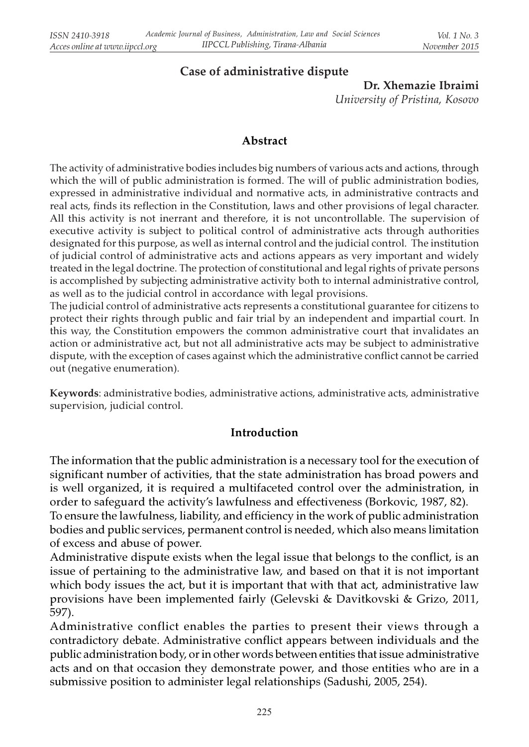# Case of administrative dispute

**Dr. Xhemazie Ibraimi**

*University of Pristina, Kosovo*

## Abstract

The activity of administrative bodies includes big numbers of various acts and actions, through which the will of public administration is formed. The will of public administration bodies, expressed in administrative individual and normative acts, in administrative contracts and real acts, finds its reflection in the Constitution, laws and other provisions of legal character. All this activity is not inerrant and therefore, it is not uncontrollable. The supervision of executive activity is subject to political control of administrative acts through authorities designated for this purpose, as well as internal control and the judicial control. The institution of judicial control of administrative acts and actions appears as very important and widely treated in the legal doctrine. The protection of constitutional and legal rights of private persons is accomplished by subjecting administrative activity both to internal administrative control, as well as to the judicial control in accordance with legal provisions.

The judicial control of administrative acts represents a constitutional guarantee for citizens to protect their rights through public and fair trial by an independent and impartial court. In this way, the Constitution empowers the common administrative court that invalidates an action or administrative act, but not all administrative acts may be subject to administrative dispute, with the exception of cases against which the administrative conflict cannot be carried out (negative enumeration).

**Keywords**: administrative bodies, administrative actions, administrative acts, administrative supervision, judicial control.

## Introduction

The information that the public administration is a necessary tool for the execution of significant number of activities, that the state administration has broad powers and is well organized, it is required a multifaceted control over the administration, in order to safeguard the activity's lawfulness and effectiveness (Borkovic, 1987, 82).

To ensure the lawfulness, liability, and efficiency in the work of public administration bodies and public services, permanent control is needed, which also means limitation of excess and abuse of power.

Administrative dispute exists when the legal issue that belongs to the conflict, is an issue of pertaining to the administrative law, and based on that it is not important which body issues the act, but it is important that with that act, administrative law provisions have been implemented fairly (Gelevski & Davitkovski & Grizo, 2011, 597).

Administrative conflict enables the parties to present their views through a contradictory debate. Administrative conflict appears between individuals and the public administration body, or in other words between entities that issue administrative acts and on that occasion they demonstrate power, and those entities who are in a submissive position to administer legal relationships (Sadushi, 2005, 254).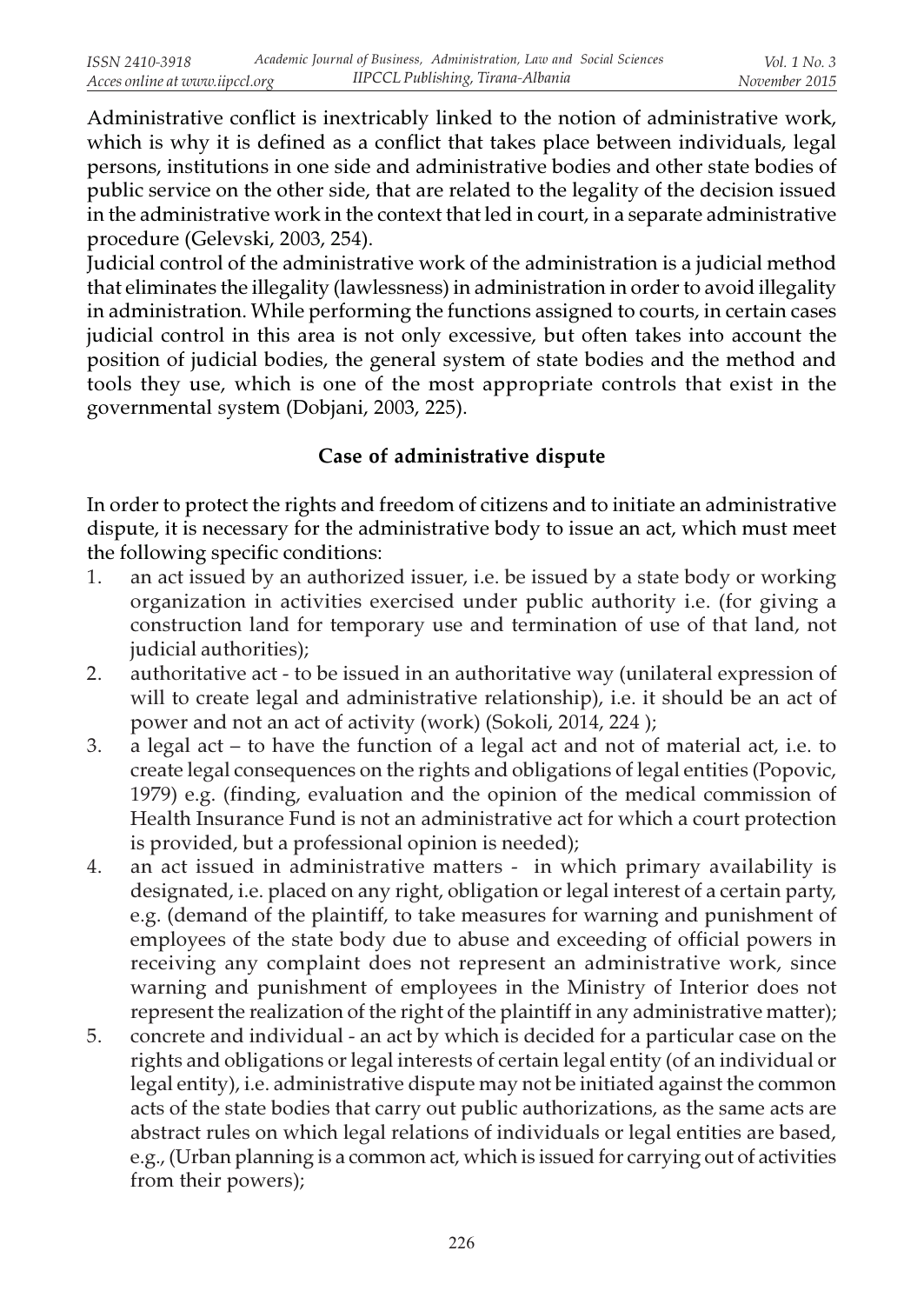Administrative conflict is inextricably linked to the notion of administrative work, which is why it is defined as a conflict that takes place between individuals, legal persons, institutions in one side and administrative bodies and other state bodies of public service on the other side, that are related to the legality of the decision issued in the administrative work in the context that led in court, in a separate administrative procedure (Gelevski, 2003, 254).

Judicial control of the administrative work of the administration is a judicial method that eliminates the illegality (lawlessness) in administration in order to avoid illegality in administration. While performing the functions assigned to courts, in certain cases judicial control in this area is not only excessive, but often takes into account the position of judicial bodies, the general system of state bodies and the method and tools they use, which is one of the most appropriate controls that exist in the governmental system (Dobjani, 2003, 225).

## Case of administrative dispute

In order to protect the rights and freedom of citizens and to initiate an administrative dispute, it is necessary for the administrative body to issue an act, which must meet the following specific conditions:

1. an act issued by an authorized issuer, i.e. be issued by a state body or working organization in activities exercised under public authority i.e. (for giving a construction land for temporary use and termination of use of that land, not judicial authorities);
2. authoritative act - to be issued in an authoritative way (unilateral expression of will to create legal and administrative relationship), i.e. it should be an act of power and not an act of activity (work) (Sokoli, 2014, 224 );
3. a legal act – to have the function of a legal act and not of material act, i.e. to create legal consequences on the rights and obligations of legal entities (Popovic, 1979) e.g. (finding, evaluation and the opinion of the medical commission of Health Insurance Fund is not an administrative act for which a court protection is provided, but a professional opinion is needed);
4. an act issued in administrative matters - in which primary availability is designated, i.e. placed on any right, obligation or legal interest of a certain party, e.g. (demand of the plaintiff, to take measures for warning and punishment of employees of the state body due to abuse and exceeding of official powers in receiving any complaint does not represent an administrative work, since warning and punishment of employees in the Ministry of Interior does not represent the realization of the right of the plaintiff in any administrative matter);
5. concrete and individual - an act by which is decided for a particular case on the rights and obligations or legal interests of certain legal entity (of an individual or legal entity), i.e. administrative dispute may not be initiated against the common acts of the state bodies that carry out public authorizations, as the same acts are abstract rules on which legal relations of individuals or legal entities are based, e.g., (Urban planning is a common act, which is issued for carrying out of activities from their powers);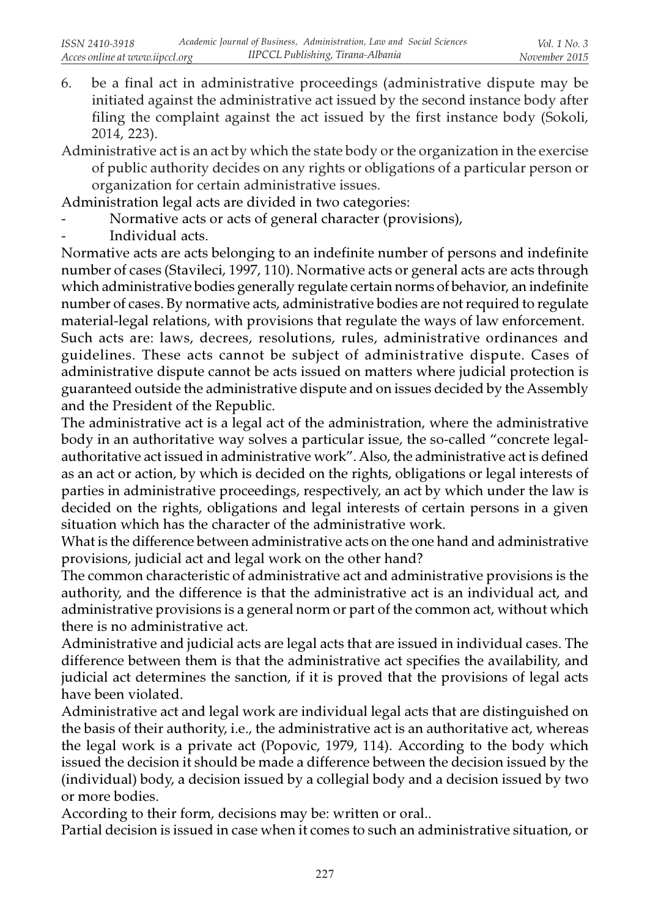6. be a final act in administrative proceedings (administrative dispute may be initiated against the administrative act issued by the second instance body after filing the complaint against the act issued by the first instance body (Sokoli, 2014, 223).

Administrative act is an act by which the state body or the organization in the exercise of public authority decides on any rights or obligations of a particular person or organization for certain administrative issues.

Administration legal acts are divided in two categories:

- Normative acts or acts of general character (provisions),
- Individual acts.

Normative acts are acts belonging to an indefinite number of persons and indefinite number of cases (Stavileci, 1997, 110). Normative acts or general acts are acts through which administrative bodies generally regulate certain norms of behavior, an indefinite number of cases. By normative acts, administrative bodies are not required to regulate material-legal relations, with provisions that regulate the ways of law enforcement.

Such acts are: laws, decrees, resolutions, rules, administrative ordinances and guidelines. These acts cannot be subject of administrative dispute. Cases of administrative dispute cannot be acts issued on matters where judicial protection is guaranteed outside the administrative dispute and on issues decided by the Assembly and the President of the Republic.

The administrative act is a legal act of the administration, where the administrative body in an authoritative way solves a particular issue, the so-called "concrete legal-authoritative act issued in administrative work". Also, the administrative act is defined as an act or action, by which is decided on the rights, obligations or legal interests of parties in administrative proceedings, respectively, an act by which under the law is decided on the rights, obligations and legal interests of certain persons in a given situation which has the character of the administrative work.

What is the difference between administrative acts on the one hand and administrative provisions, judicial act and legal work on the other hand?

The common characteristic of administrative act and administrative provisions is the authority, and the difference is that the administrative act is an individual act, and administrative provisions is a general norm or part of the common act, without which there is no administrative act.

Administrative and judicial acts are legal acts that are issued in individual cases. The difference between them is that the administrative act specifies the availability, and judicial act determines the sanction, if it is proved that the provisions of legal acts have been violated.

Administrative act and legal work are individual legal acts that are distinguished on the basis of their authority, i.e., the administrative act is an authoritative act, whereas the legal work is a private act (Popovic, 1979, 114). According to the body which issued the decision it should be made a difference between the decision issued by the (individual) body, a decision issued by a collegial body and a decision issued by two or more bodies.

According to their form, decisions may be: written or oral..

Partial decision is issued in case when it comes to such an administrative situation, or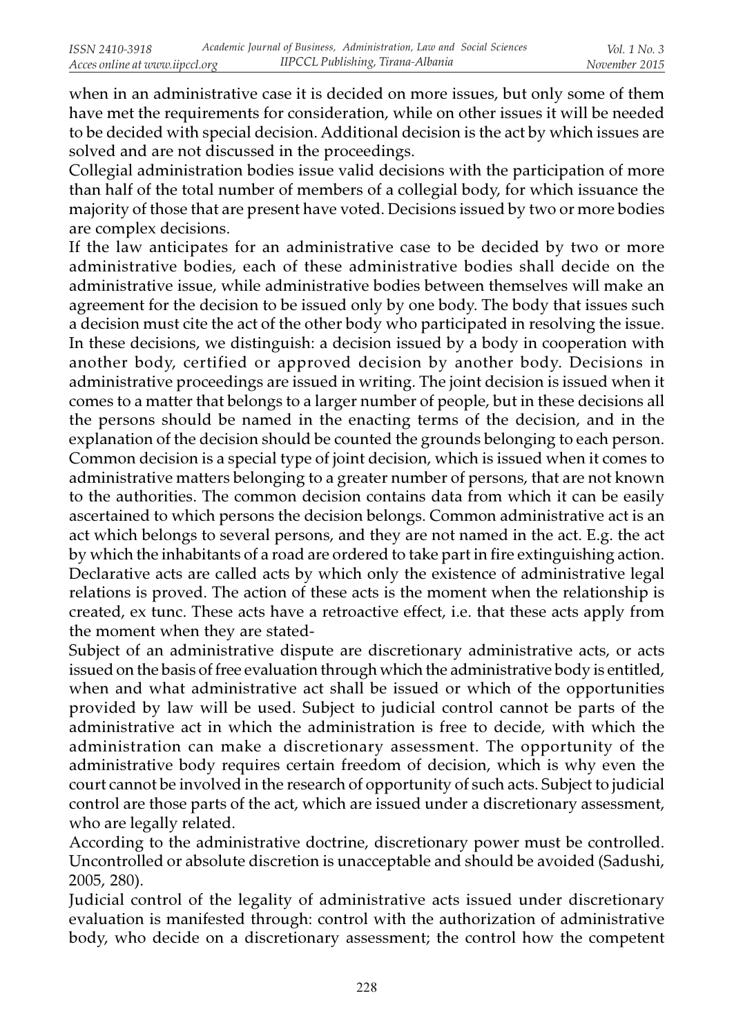when in an administrative case it is decided on more issues, but only some of them have met the requirements for consideration, while on other issues it will be needed to be decided with special decision. Additional decision is the act by which issues are solved and are not discussed in the proceedings.

Collegial administration bodies issue valid decisions with the participation of more than half of the total number of members of a collegial body, for which issuance the majority of those that are present have voted. Decisions issued by two or more bodies are complex decisions.

If the law anticipates for an administrative case to be decided by two or more administrative bodies, each of these administrative bodies shall decide on the administrative issue, while administrative bodies between themselves will make an agreement for the decision to be issued only by one body. The body that issues such a decision must cite the act of the other body who participated in resolving the issue. In these decisions, we distinguish: a decision issued by a body in cooperation with another body, certified or approved decision by another body. Decisions in administrative proceedings are issued in writing. The joint decision is issued when it comes to a matter that belongs to a larger number of people, but in these decisions all the persons should be named in the enacting terms of the decision, and in the explanation of the decision should be counted the grounds belonging to each person. Common decision is a special type of joint decision, which is issued when it comes to administrative matters belonging to a greater number of persons, that are not known to the authorities. The common decision contains data from which it can be easily ascertained to which persons the decision belongs. Common administrative act is an act which belongs to several persons, and they are not named in the act. E.g. the act by which the inhabitants of a road are ordered to take part in fire extinguishing action. Declarative acts are called acts by which only the existence of administrative legal relations is proved. The action of these acts is the moment when the relationship is created, ex tunc. These acts have a retroactive effect, i.e. that these acts apply from the moment when they are stated-

Subject of an administrative dispute are discretionary administrative acts, or acts issued on the basis of free evaluation through which the administrative body is entitled, when and what administrative act shall be issued or which of the opportunities provided by law will be used. Subject to judicial control cannot be parts of the administrative act in which the administration is free to decide, with which the administration can make a discretionary assessment. The opportunity of the administrative body requires certain freedom of decision, which is why even the court cannot be involved in the research of opportunity of such acts. Subject to judicial control are those parts of the act, which are issued under a discretionary assessment, who are legally related.

According to the administrative doctrine, discretionary power must be controlled. Uncontrolled or absolute discretion is unacceptable and should be avoided (Sadushi, 2005, 280).

Judicial control of the legality of administrative acts issued under discretionary evaluation is manifested through: control with the authorization of administrative body, who decide on a discretionary assessment; the control how the competent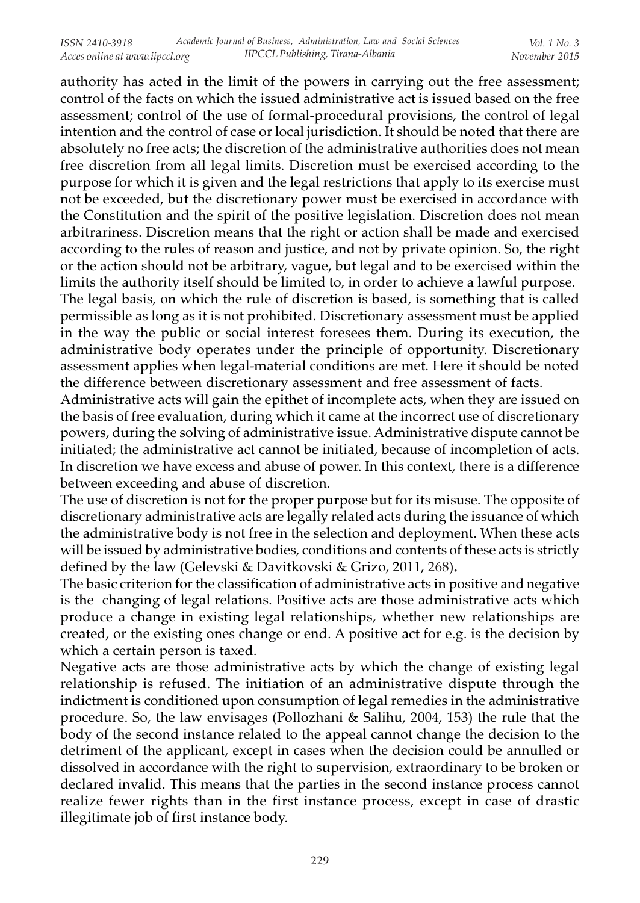authority has acted in the limit of the powers in carrying out the free assessment; control of the facts on which the issued administrative act is issued based on the free assessment; control of the use of formal-procedural provisions, the control of legal intention and the control of case or local jurisdiction. It should be noted that there are absolutely no free acts; the discretion of the administrative authorities does not mean free discretion from all legal limits. Discretion must be exercised according to the purpose for which it is given and the legal restrictions that apply to its exercise must not be exceeded, but the discretionary power must be exercised in accordance with the Constitution and the spirit of the positive legislation. Discretion does not mean arbitrariness. Discretion means that the right or action shall be made and exercised according to the rules of reason and justice, and not by private opinion. So, the right or the action should not be arbitrary, vague, but legal and to be exercised within the limits the authority itself should be limited to, in order to achieve a lawful purpose.

The legal basis, on which the rule of discretion is based, is something that is called permissible as long as it is not prohibited. Discretionary assessment must be applied in the way the public or social interest foresees them. During its execution, the administrative body operates under the principle of opportunity. Discretionary assessment applies when legal-material conditions are met. Here it should be noted the difference between discretionary assessment and free assessment of facts.

Administrative acts will gain the epithet of incomplete acts, when they are issued on the basis of free evaluation, during which it came at the incorrect use of discretionary powers, during the solving of administrative issue. Administrative dispute cannot be initiated; the administrative act cannot be initiated, because of incompletion of acts. In discretion we have excess and abuse of power. In this context, there is a difference between exceeding and abuse of discretion.

The use of discretion is not for the proper purpose but for its misuse. The opposite of discretionary administrative acts are legally related acts during the issuance of which the administrative body is not free in the selection and deployment. When these acts will be issued by administrative bodies, conditions and contents of these acts is strictly defined by the law (Gelevski & Davitkovski & Grizo, 2011, 268)**.**

The basic criterion for the classification of administrative acts in positive and negative is the changing of legal relations. Positive acts are those administrative acts which produce a change in existing legal relationships, whether new relationships are created, or the existing ones change or end. A positive act for e.g. is the decision by which a certain person is taxed.

Negative acts are those administrative acts by which the change of existing legal relationship is refused. The initiation of an administrative dispute through the indictment is conditioned upon consumption of legal remedies in the administrative procedure. So, the law envisages (Pollozhani & Salihu, 2004, 153) the rule that the body of the second instance related to the appeal cannot change the decision to the detriment of the applicant, except in cases when the decision could be annulled or dissolved in accordance with the right to supervision, extraordinary to be broken or declared invalid. This means that the parties in the second instance process cannot realize fewer rights than in the first instance process, except in case of drastic illegitimate job of first instance body.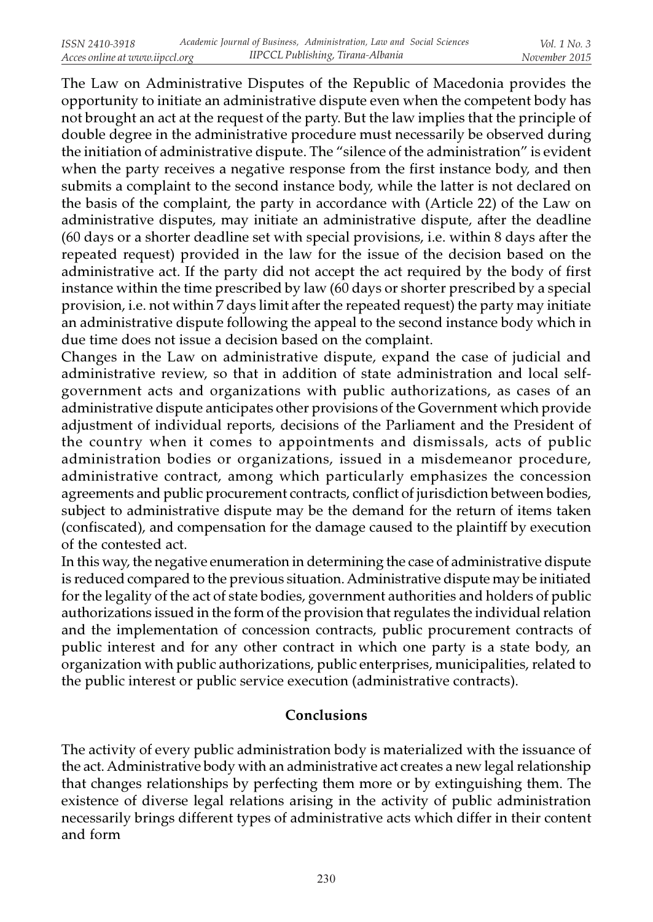The Law on Administrative Disputes of the Republic of Macedonia provides the opportunity to initiate an administrative dispute even when the competent body has not brought an act at the request of the party. But the law implies that the principle of double degree in the administrative procedure must necessarily be observed during the initiation of administrative dispute. The "silence of the administration" is evident when the party receives a negative response from the first instance body, and then submits a complaint to the second instance body, while the latter is not declared on the basis of the complaint, the party in accordance with (Article 22) of the Law on administrative disputes, may initiate an administrative dispute, after the deadline (60 days or a shorter deadline set with special provisions, i.e. within 8 days after the repeated request) provided in the law for the issue of the decision based on the administrative act. If the party did not accept the act required by the body of first instance within the time prescribed by law (60 days or shorter prescribed by a special provision, i.e. not within 7 days limit after the repeated request) the party may initiate an administrative dispute following the appeal to the second instance body which in due time does not issue a decision based on the complaint.

Changes in the Law on administrative dispute, expand the case of judicial and administrative review, so that in addition of state administration and local self-government acts and organizations with public authorizations, as cases of an administrative dispute anticipates other provisions of the Government which provide adjustment of individual reports, decisions of the Parliament and the President of the country when it comes to appointments and dismissals, acts of public administration bodies or organizations, issued in a misdemeanor procedure, administrative contract, among which particularly emphasizes the concession agreements and public procurement contracts, conflict of jurisdiction between bodies, subject to administrative dispute may be the demand for the return of items taken (confiscated), and compensation for the damage caused to the plaintiff by execution of the contested act.

In this way, the negative enumeration in determining the case of administrative dispute is reduced compared to the previous situation. Administrative dispute may be initiated for the legality of the act of state bodies, government authorities and holders of public authorizations issued in the form of the provision that regulates the individual relation and the implementation of concession contracts, public procurement contracts of public interest and for any other contract in which one party is a state body, an organization with public authorizations, public enterprises, municipalities, related to the public interest or public service execution (administrative contracts).

## Conclusions

The activity of every public administration body is materialized with the issuance of the act. Administrative body with an administrative act creates a new legal relationship that changes relationships by perfecting them more or by extinguishing them. The existence of diverse legal relations arising in the activity of public administration necessarily brings different types of administrative acts which differ in their content and form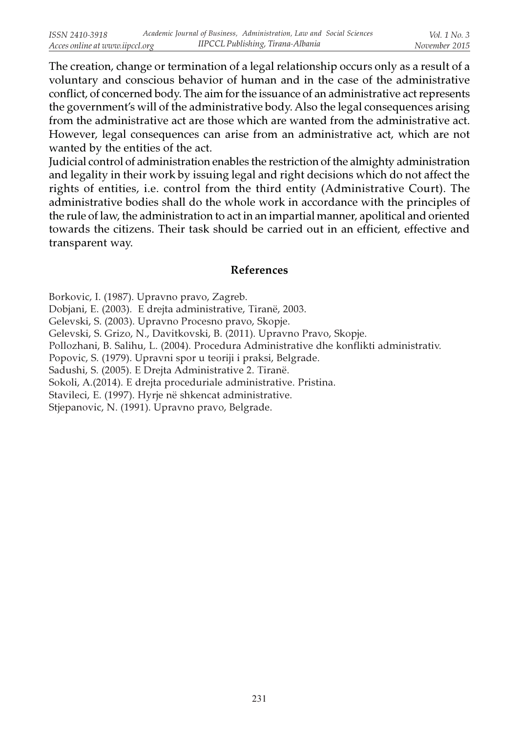The creation, change or termination of a legal relationship occurs only as a result of a voluntary and conscious behavior of human and in the case of the administrative conflict, of concerned body. The aim for the issuance of an administrative act represents the government's will of the administrative body. Also the legal consequences arising from the administrative act are those which are wanted from the administrative act. However, legal consequences can arise from an administrative act, which are not wanted by the entities of the act.

Judicial control of administration enables the restriction of the almighty administration and legality in their work by issuing legal and right decisions which do not affect the rights of entities, i.e. control from the third entity (Administrative Court). The administrative bodies shall do the whole work in accordance with the principles of the rule of law, the administration to act in an impartial manner, apolitical and oriented towards the citizens. Their task should be carried out in an efficient, effective and transparent way.

## References

Borkovic, I. (1987). Upravno pravo, Zagreb.

Dobjani, E. (2003). E drejta administrative, Tiranë, 2003.

Gelevski, S. (2003). Upravno Procesno pravo, Skopje.

Gelevski, S. Grizo, N., Davitkovski, B. (2011). Upravno Pravo, Skopje.

Pollozhani, B. Salihu, L. (2004). Procedura Administrative dhe konflikti administrativ.

Popovic, S. (1979). Upravni spor u teoriji i praksi, Belgrade.

Sadushi, S. (2005). E Drejta Administrative 2. Tiranë.

Sokoli, A.(2014). E drejta proceduriale administrative. Pristina.

Stavileci, E. (1997). Hyrje në shkencat administrative.

Stjepanovic, N. (1991). Upravno pravo, Belgrade.